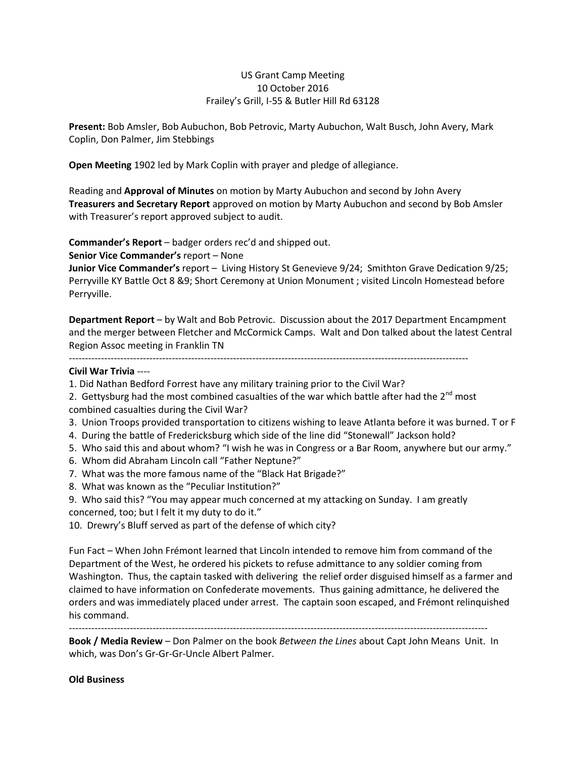US Grant Camp Meeting
10 October 2016
Frailey's Grill, I-55 & Butler Hill Rd 63128

**Present:** Bob Amsler, Bob Aubuchon, Bob Petrovic, Marty Aubuchon, Walt Busch, John Avery, Mark Coplin, Don Palmer, Jim Stebbings

**Open Meeting** 1902 led by Mark Coplin with prayer and pledge of allegiance.

Reading and **Approval of Minutes** on motion by Marty Aubuchon and second by John Avery
**Treasurers and Secretary Report** approved on motion by Marty Aubuchon and second by Bob Amsler with Treasurer's report approved subject to audit.

**Commander's Report** – badger orders rec'd and shipped out.
**Senior Vice Commander's** report – None
**Junior Vice Commander's** report – Living History St Genevieve 9/24; Smithton Grave Dedication 9/25; Perryville KY Battle Oct 8 &9; Short Ceremony at Union Monument ; visited Lincoln Homestead before Perryville.

**Department Report** – by Walt and Bob Petrovic. Discussion about the 2017 Department Encampment and the merger between Fletcher and McCormick Camps. Walt and Don talked about the latest Central Region Assoc meeting in Franklin TN

-----------------------------------------------------------------------------------------------------------------------------

**Civil War Trivia** ----

1. Did Nathan Bedford Forrest have any military training prior to the Civil War?
2. Gettysburg had the most combined casualties of the war which battle after had the 2nd most combined casualties during the Civil War?
3. Union Troops provided transportation to citizens wishing to leave Atlanta before it was burned. T or F
4. During the battle of Fredericksburg which side of the line did "Stonewall" Jackson hold?
5. Who said this and about whom? "I wish he was in Congress or a Bar Room, anywhere but our army."
6. Whom did Abraham Lincoln call "Father Neptune?"
7. What was the more famous name of the "Black Hat Brigade?"
8. What was known as the "Peculiar Institution?"
9. Who said this? "You may appear much concerned at my attacking on Sunday. I am greatly concerned, too; but I felt it my duty to do it."
10. Drewry's Bluff served as part of the defense of which city?

Fun Fact – When John Frémont learned that Lincoln intended to remove him from command of the Department of the West, he ordered his pickets to refuse admittance to any soldier coming from Washington. Thus, the captain tasked with delivering the relief order disguised himself as a farmer and claimed to have information on Confederate movements. Thus gaining admittance, he delivered the orders and was immediately placed under arrest. The captain soon escaped, and Frémont relinquished his command.

-----------------------------------------------------------------------------------------------------------------------------

**Book / Media Review** – Don Palmer on the book *Between the Lines* about Capt John Means Unit. In which, was Don's Gr-Gr-Gr-Uncle Albert Palmer.

**Old Business**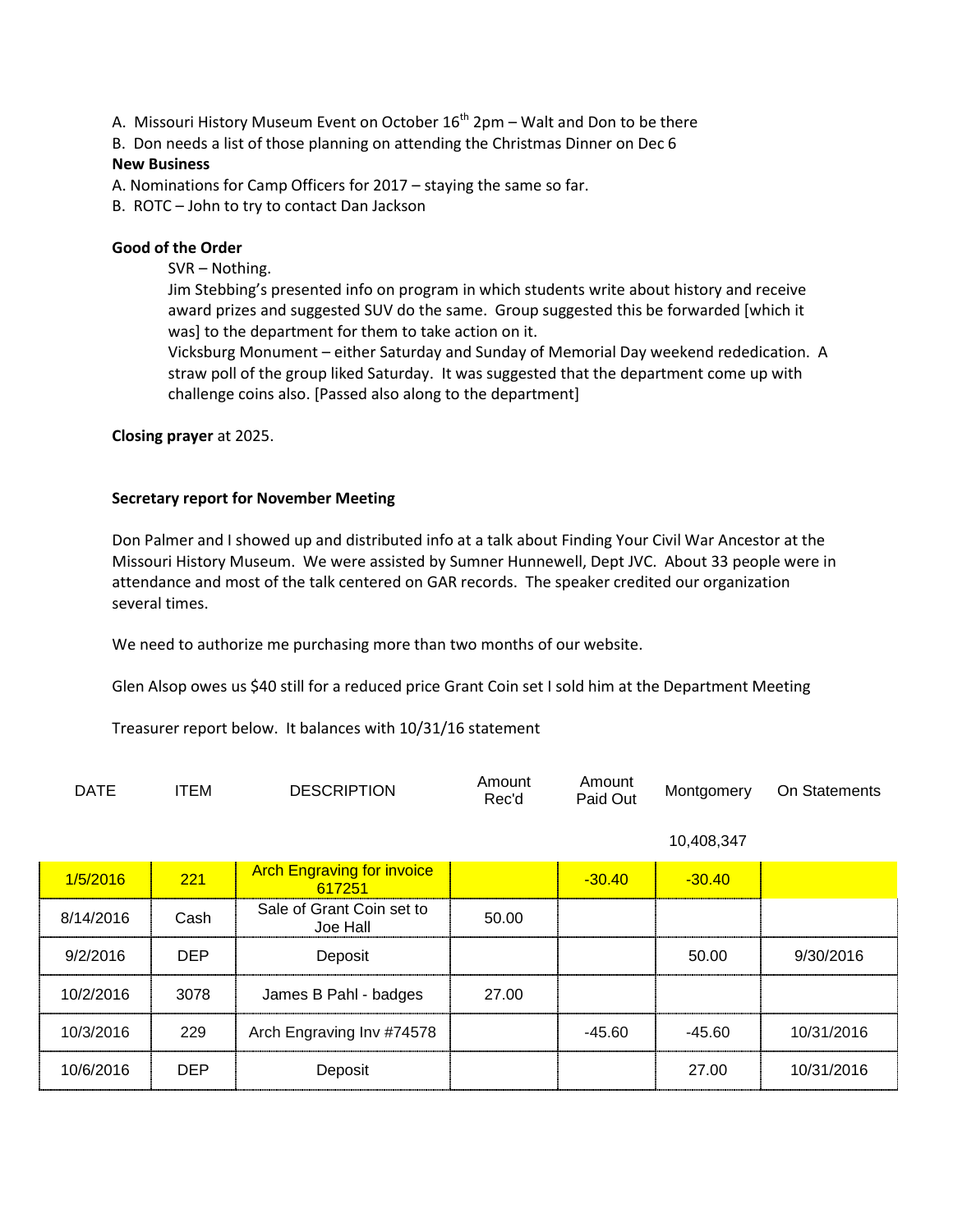A. Missouri History Museum Event on October 16th 2pm – Walt and Don to be there
B. Don needs a list of those planning on attending the Christmas Dinner on Dec 6

**New Business**

A. Nominations for Camp Officers for 2017 – staying the same so far.
B. ROTC – John to try to contact Dan Jackson

**Good of the Order**

SVR – Nothing.

Jim Stebbing's presented info on program in which students write about history and receive award prizes and suggested SUV do the same. Group suggested this be forwarded [which it was] to the department for them to take action on it.

Vicksburg Monument – either Saturday and Sunday of Memorial Day weekend rededication. A straw poll of the group liked Saturday. It was suggested that the department come up with challenge coins also. [Passed also along to the department]

**Closing prayer** at 2025.

**Secretary report for November Meeting**

Don Palmer and I showed up and distributed info at a talk about Finding Your Civil War Ancestor at the Missouri History Museum. We were assisted by Sumner Hunnewell, Dept JVC. About 33 people were in attendance and most of the talk centered on GAR records. The speaker credited our organization several times.

We need to authorize me purchasing more than two months of our website.

Glen Alsop owes us $40 still for a reduced price Grant Coin set I sold him at the Department Meeting

Treasurer report below. It balances with 10/31/16 statement

| DATE | ITEM | DESCRIPTION | Amount Rec'd | Amount Paid Out | Montgomery | On Statements |
|---|---|---|---|---|---|---|
| | | | | | 10,408,347 | |
| 1/5/2016 | 221 | Arch Engraving for invoice 617251 | | -30.40 | -30.40 | |
| 8/14/2016 | Cash | Sale of Grant Coin set to Joe Hall | 50.00 | | | |
| 9/2/2016 | DEP | Deposit | | | 50.00 | 9/30/2016 |
| 10/2/2016 | 3078 | James B Pahl - badges | 27.00 | | | |
| 10/3/2016 | 229 | Arch Engraving Inv #74578 | | -45.60 | -45.60 | 10/31/2016 |
| 10/6/2016 | DEP | Deposit | | | 27.00 | 10/31/2016 |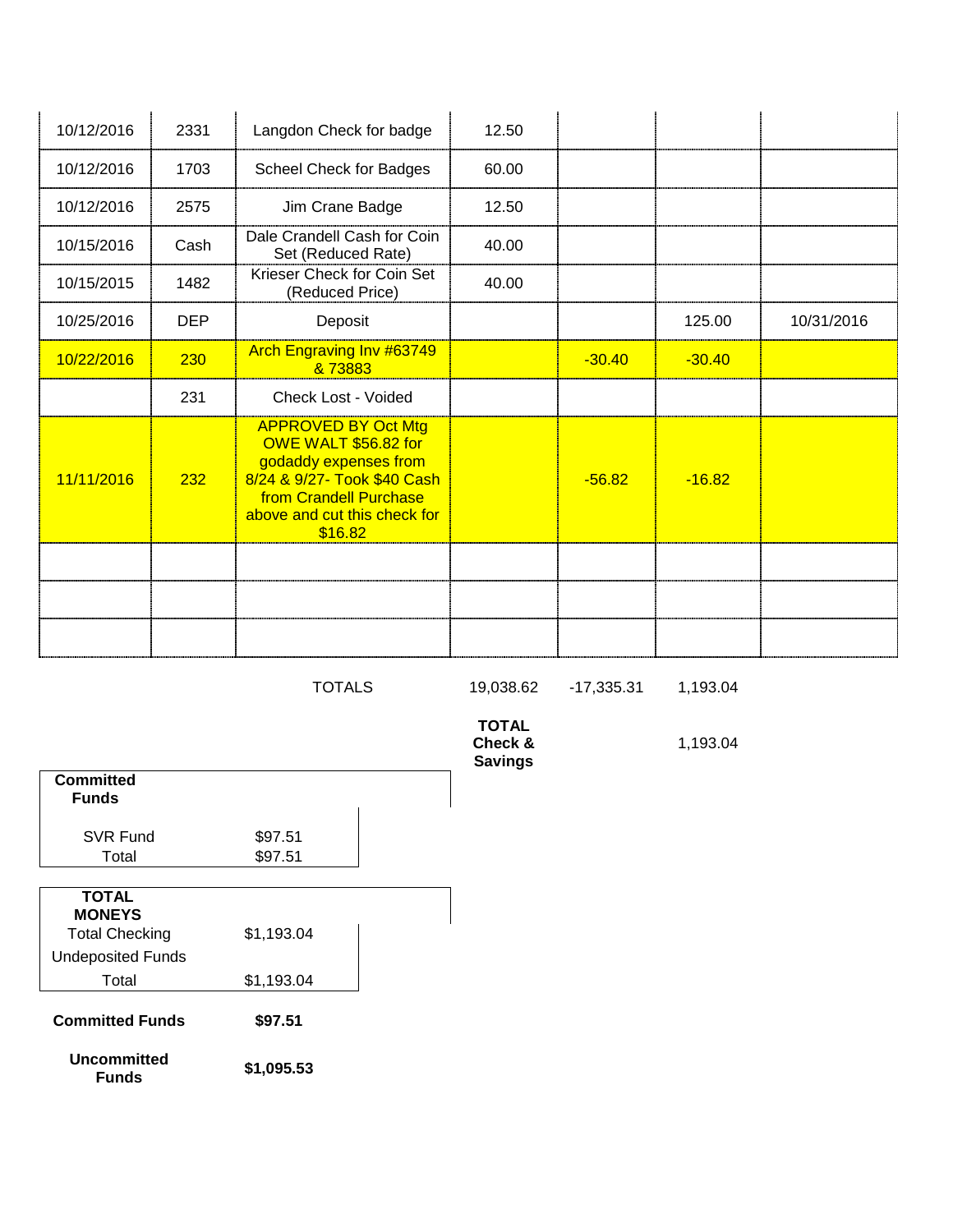| | | | | | | |
|---|---|---|---|---|---|---|
| 10/12/2016 | 2331 | Langdon Check for badge | 12.50 | | | |
| 10/12/2016 | 1703 | Scheel Check for Badges | 60.00 | | | |
| 10/12/2016 | 2575 | Jim Crane Badge | 12.50 | | | |
| 10/15/2016 | Cash | Dale Crandell Cash for Coin Set (Reduced Rate) | 40.00 | | | |
| 10/15/2015 | 1482 | Krieser Check for Coin Set (Reduced Price) | 40.00 | | | |
| 10/25/2016 | DEP | Deposit | | | 125.00 | 10/31/2016 |
| 10/22/2016 | 230 | Arch Engraving Inv #63749 & 73883 | | -30.40 | -30.40 | |
| | 231 | Check Lost - Voided | | | | |
| 11/11/2016 | 232 | APPROVED BY Oct Mtg OWE WALT $56.82 for godaddy expenses from 8/24 & 9/27- Took $40 Cash from Crandell Purchase above and cut this check for $16.82 | | -56.82 | -16.82 | |
| | | | | | | |
| | | | | | | |
| | | | | | | |
| | | TOTALS | 19,038.62 | -17,335.31 | 1,193.04 | |
| | | | **TOTAL Check & Savings** | | 1,193.04 | |

| **Committed Funds** | |
|---|---|
| SVR Fund | $97.51 |
| Total | $97.51 |

| **TOTAL MONEYS** | |
|---|---|
| Total Checking | $1,193.04 |
| Undeposited Funds | |
| Total | $1,193.04 |

| | |
|---|---|
| **Committed Funds** | **$97.51** |
| **Uncommitted Funds** | **$1,095.53** |